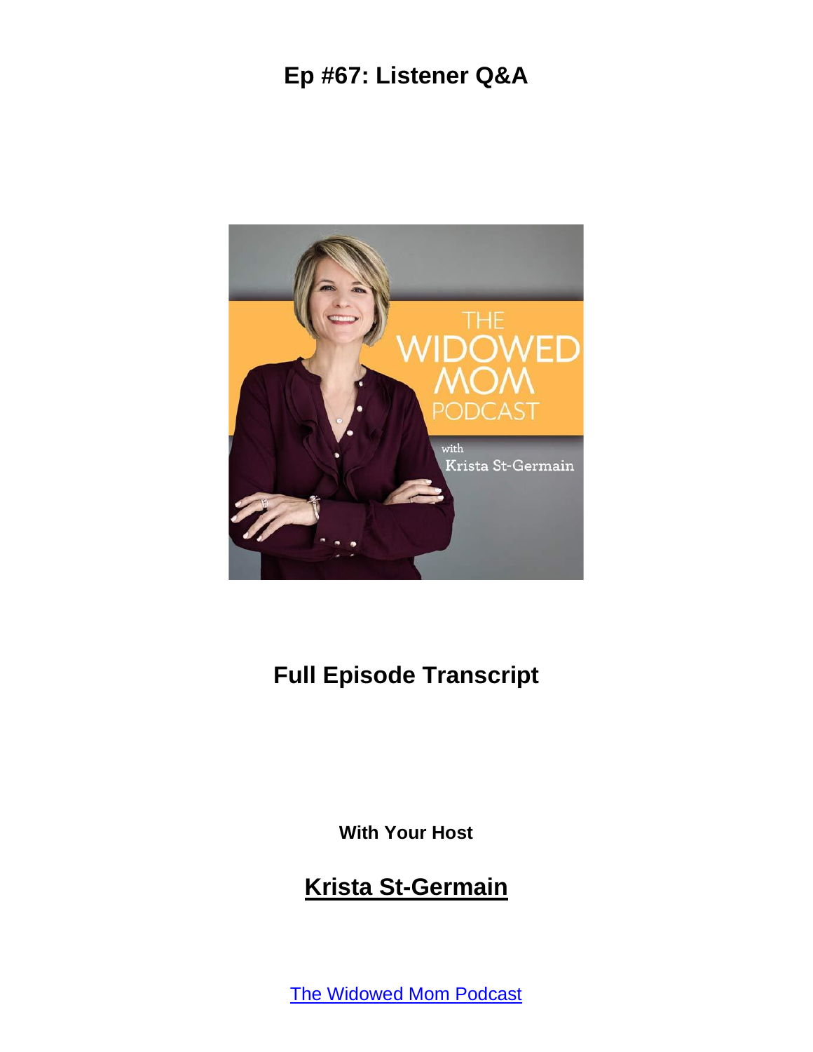# Ep #67: Listener Q&A

## Full Episode Transcript

**With Your Host**

## Krista St-Germain

[The Widowed Mom Podcast](The Widowed Mom Podcast)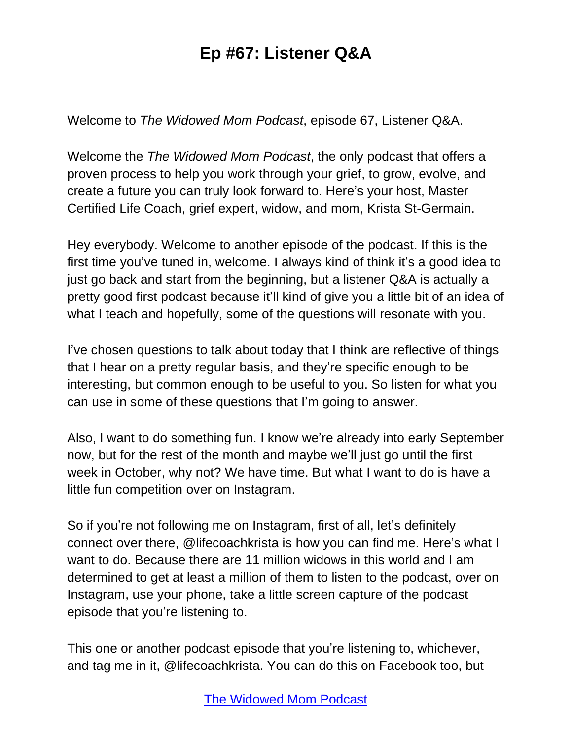# Ep #67: Listener Q&A

Welcome to *The Widowed Mom Podcast*, episode 67, Listener Q&A.

Welcome the *The Widowed Mom Podcast*, the only podcast that offers a proven process to help you work through your grief, to grow, evolve, and create a future you can truly look forward to. Here's your host, Master Certified Life Coach, grief expert, widow, and mom, Krista St-Germain.

Hey everybody. Welcome to another episode of the podcast. If this is the first time you've tuned in, welcome. I always kind of think it's a good idea to just go back and start from the beginning, but a listener Q&A is actually a pretty good first podcast because it'll kind of give you a little bit of an idea of what I teach and hopefully, some of the questions will resonate with you.

I've chosen questions to talk about today that I think are reflective of things that I hear on a pretty regular basis, and they're specific enough to be interesting, but common enough to be useful to you. So listen for what you can use in some of these questions that I'm going to answer.

Also, I want to do something fun. I know we're already into early September now, but for the rest of the month and maybe we'll just go until the first week in October, why not? We have time. But what I want to do is have a little fun competition over on Instagram.

So if you're not following me on Instagram, first of all, let's definitely connect over there, @lifecoachkrista is how you can find me. Here's what I want to do. Because there are 11 million widows in this world and I am determined to get at least a million of them to listen to the podcast, over on Instagram, use your phone, take a little screen capture of the podcast episode that you're listening to.

This one or another podcast episode that you're listening to, whichever, and tag me in it, @lifecoachkrista. You can do this on Facebook too, but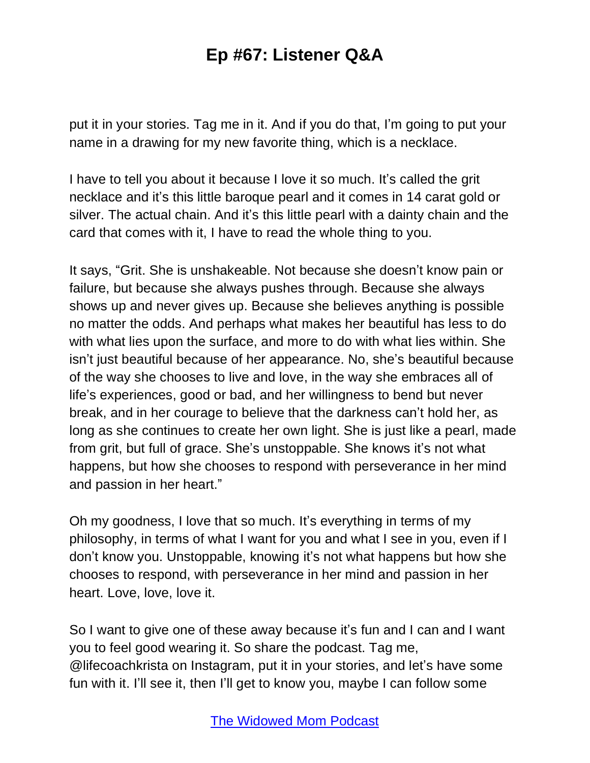put it in your stories. Tag me in it. And if you do that, I'm going to put your name in a drawing for my new favorite thing, which is a necklace.

I have to tell you about it because I love it so much. It's called the grit necklace and it's this little baroque pearl and it comes in 14 carat gold or silver. The actual chain. And it's this little pearl with a dainty chain and the card that comes with it, I have to read the whole thing to you.

It says, "Grit. She is unshakeable. Not because she doesn't know pain or failure, but because she always pushes through. Because she always shows up and never gives up. Because she believes anything is possible no matter the odds. And perhaps what makes her beautiful has less to do with what lies upon the surface, and more to do with what lies within. She isn't just beautiful because of her appearance. No, she's beautiful because of the way she chooses to live and love, in the way she embraces all of life's experiences, good or bad, and her willingness to bend but never break, and in her courage to believe that the darkness can't hold her, as long as she continues to create her own light. She is just like a pearl, made from grit, but full of grace. She's unstoppable. She knows it's not what happens, but how she chooses to respond with perseverance in her mind and passion in her heart."

Oh my goodness, I love that so much. It's everything in terms of my philosophy, in terms of what I want for you and what I see in you, even if I don't know you. Unstoppable, knowing it's not what happens but how she chooses to respond, with perseverance in her mind and passion in her heart. Love, love, love it.

So I want to give one of these away because it's fun and I can and I want you to feel good wearing it. So share the podcast. Tag me, @lifecoachkrista on Instagram, put it in your stories, and let's have some fun with it. I'll see it, then I'll get to know you, maybe I can follow some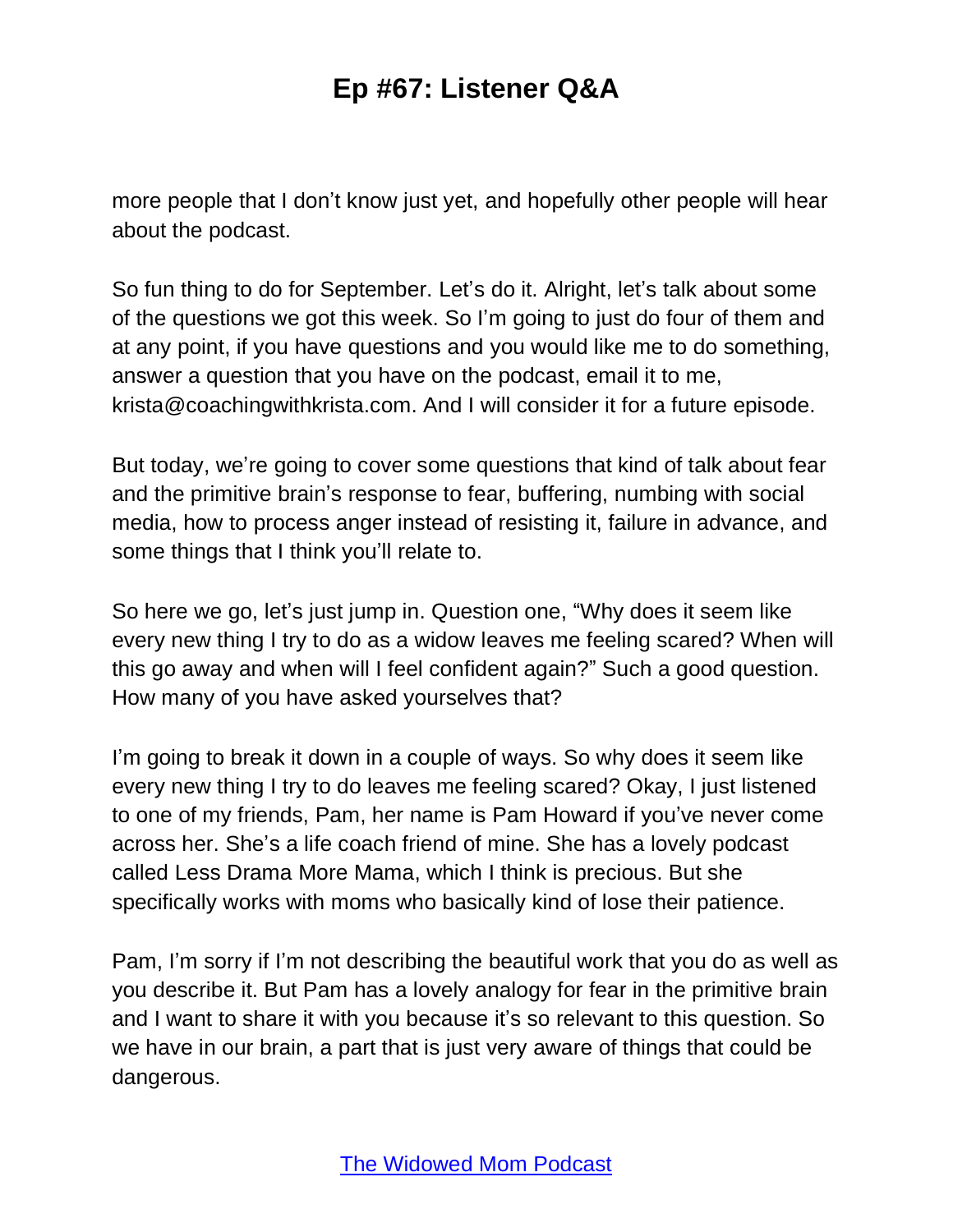more people that I don't know just yet, and hopefully other people will hear about the podcast.

So fun thing to do for September. Let's do it. Alright, let's talk about some of the questions we got this week. So I'm going to just do four of them and at any point, if you have questions and you would like me to do something, answer a question that you have on the podcast, email it to me, krista@coachingwithkrista.com. And I will consider it for a future episode.

But today, we're going to cover some questions that kind of talk about fear and the primitive brain's response to fear, buffering, numbing with social media, how to process anger instead of resisting it, failure in advance, and some things that I think you'll relate to.

So here we go, let's just jump in. Question one, "Why does it seem like every new thing I try to do as a widow leaves me feeling scared? When will this go away and when will I feel confident again?" Such a good question. How many of you have asked yourselves that?

I'm going to break it down in a couple of ways. So why does it seem like every new thing I try to do leaves me feeling scared? Okay, I just listened to one of my friends, Pam, her name is Pam Howard if you've never come across her. She's a life coach friend of mine. She has a lovely podcast called Less Drama More Mama, which I think is precious. But she specifically works with moms who basically kind of lose their patience.

Pam, I'm sorry if I'm not describing the beautiful work that you do as well as you describe it. But Pam has a lovely analogy for fear in the primitive brain and I want to share it with you because it's so relevant to this question. So we have in our brain, a part that is just very aware of things that could be dangerous.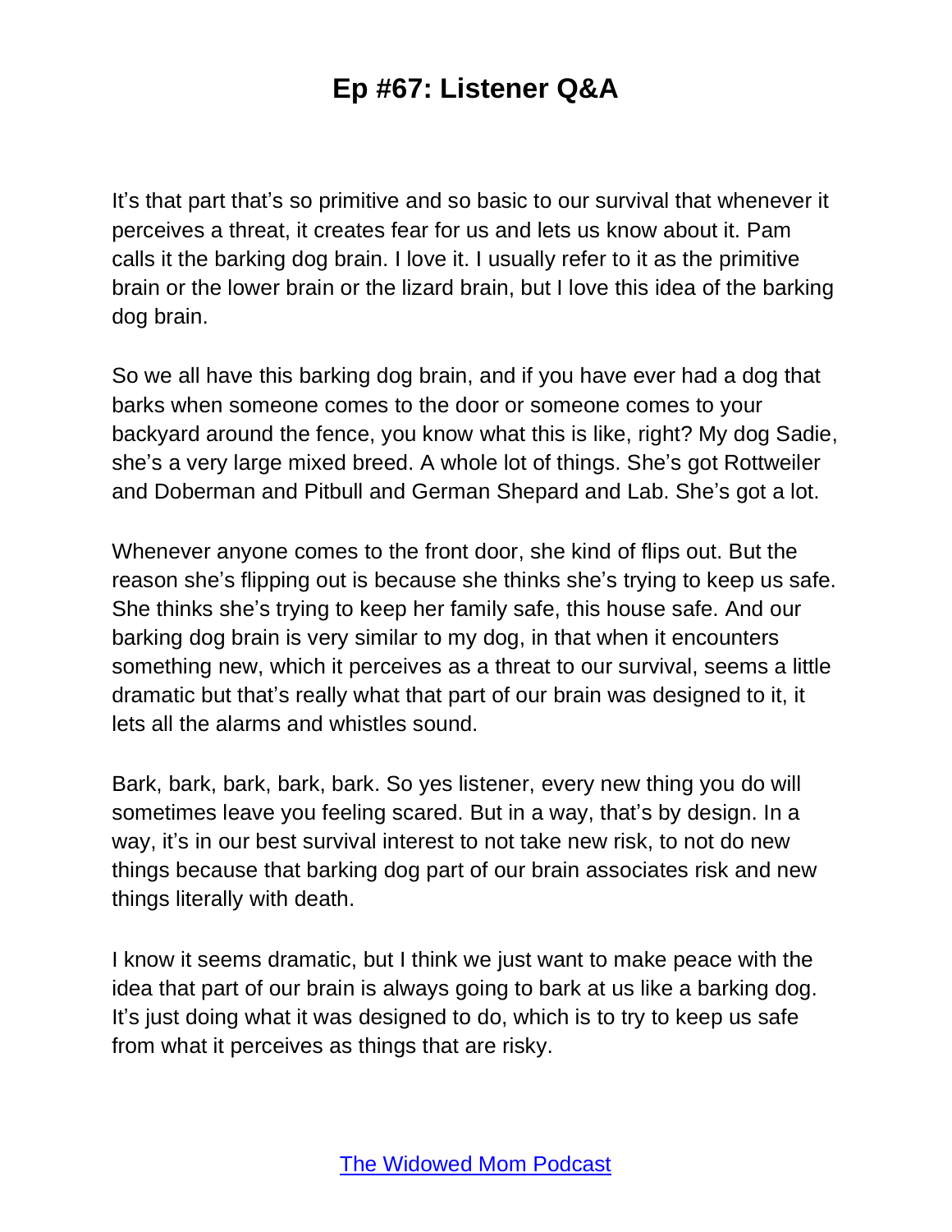It’s that part that’s so primitive and so basic to our survival that whenever it perceives a threat, it creates fear for us and lets us know about it. Pam calls it the barking dog brain. I love it. I usually refer to it as the primitive brain or the lower brain or the lizard brain, but I love this idea of the barking dog brain.

So we all have this barking dog brain, and if you have ever had a dog that barks when someone comes to the door or someone comes to your backyard around the fence, you know what this is like, right? My dog Sadie, she’s a very large mixed breed. A whole lot of things. She’s got Rottweiler and Doberman and Pitbull and German Shepard and Lab. She’s got a lot.

Whenever anyone comes to the front door, she kind of flips out. But the reason she’s flipping out is because she thinks she’s trying to keep us safe. She thinks she’s trying to keep her family safe, this house safe. And our barking dog brain is very similar to my dog, in that when it encounters something new, which it perceives as a threat to our survival, seems a little dramatic but that’s really what that part of our brain was designed to it, it lets all the alarms and whistles sound.

Bark, bark, bark, bark, bark. So yes listener, every new thing you do will sometimes leave you feeling scared. But in a way, that’s by design. In a way, it’s in our best survival interest to not take new risk, to not do new things because that barking dog part of our brain associates risk and new things literally with death.

I know it seems dramatic, but I think we just want to make peace with the idea that part of our brain is always going to bark at us like a barking dog. It’s just doing what it was designed to do, which is to try to keep us safe from what it perceives as things that are risky.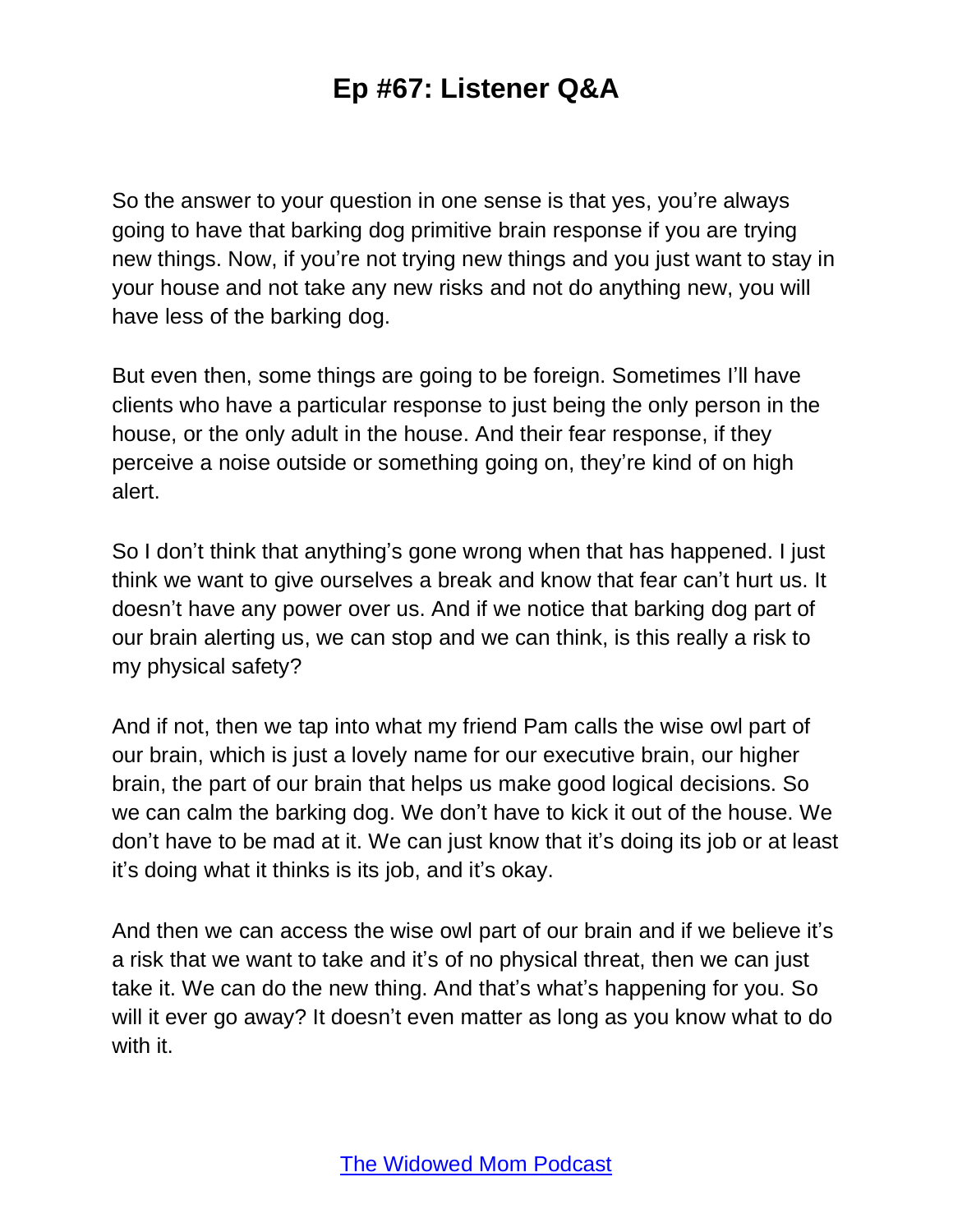So the answer to your question in one sense is that yes, you're always going to have that barking dog primitive brain response if you are trying new things. Now, if you're not trying new things and you just want to stay in your house and not take any new risks and not do anything new, you will have less of the barking dog.

But even then, some things are going to be foreign. Sometimes I'll have clients who have a particular response to just being the only person in the house, or the only adult in the house. And their fear response, if they perceive a noise outside or something going on, they're kind of on high alert.

So I don't think that anything's gone wrong when that has happened. I just think we want to give ourselves a break and know that fear can't hurt us. It doesn't have any power over us. And if we notice that barking dog part of our brain alerting us, we can stop and we can think, is this really a risk to my physical safety?

And if not, then we tap into what my friend Pam calls the wise owl part of our brain, which is just a lovely name for our executive brain, our higher brain, the part of our brain that helps us make good logical decisions. So we can calm the barking dog. We don't have to kick it out of the house. We don't have to be mad at it. We can just know that it's doing its job or at least it's doing what it thinks is its job, and it's okay.

And then we can access the wise owl part of our brain and if we believe it's a risk that we want to take and it's of no physical threat, then we can just take it. We can do the new thing. And that's what's happening for you. So will it ever go away? It doesn't even matter as long as you know what to do with it.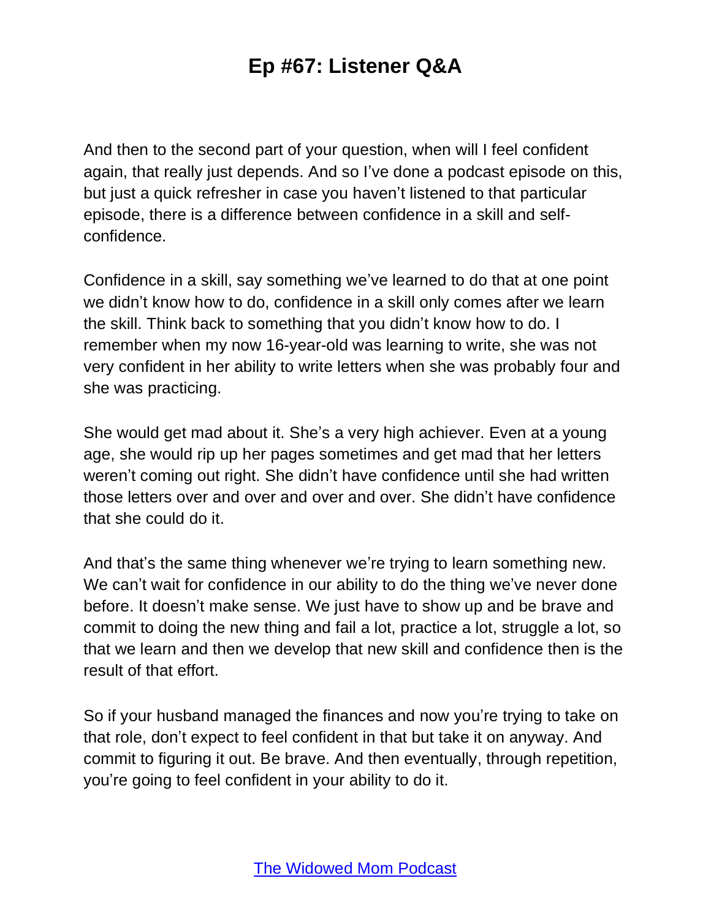And then to the second part of your question, when will I feel confident again, that really just depends. And so I've done a podcast episode on this, but just a quick refresher in case you haven't listened to that particular episode, there is a difference between confidence in a skill and self-confidence.

Confidence in a skill, say something we've learned to do that at one point we didn't know how to do, confidence in a skill only comes after we learn the skill. Think back to something that you didn't know how to do. I remember when my now 16-year-old was learning to write, she was not very confident in her ability to write letters when she was probably four and she was practicing.

She would get mad about it. She's a very high achiever. Even at a young age, she would rip up her pages sometimes and get mad that her letters weren't coming out right. She didn't have confidence until she had written those letters over and over and over and over. She didn't have confidence that she could do it.

And that's the same thing whenever we're trying to learn something new. We can't wait for confidence in our ability to do the thing we've never done before. It doesn't make sense. We just have to show up and be brave and commit to doing the new thing and fail a lot, practice a lot, struggle a lot, so that we learn and then we develop that new skill and confidence then is the result of that effort.

So if your husband managed the finances and now you're trying to take on that role, don't expect to feel confident in that but take it on anyway. And commit to figuring it out. Be brave. And then eventually, through repetition, you're going to feel confident in your ability to do it.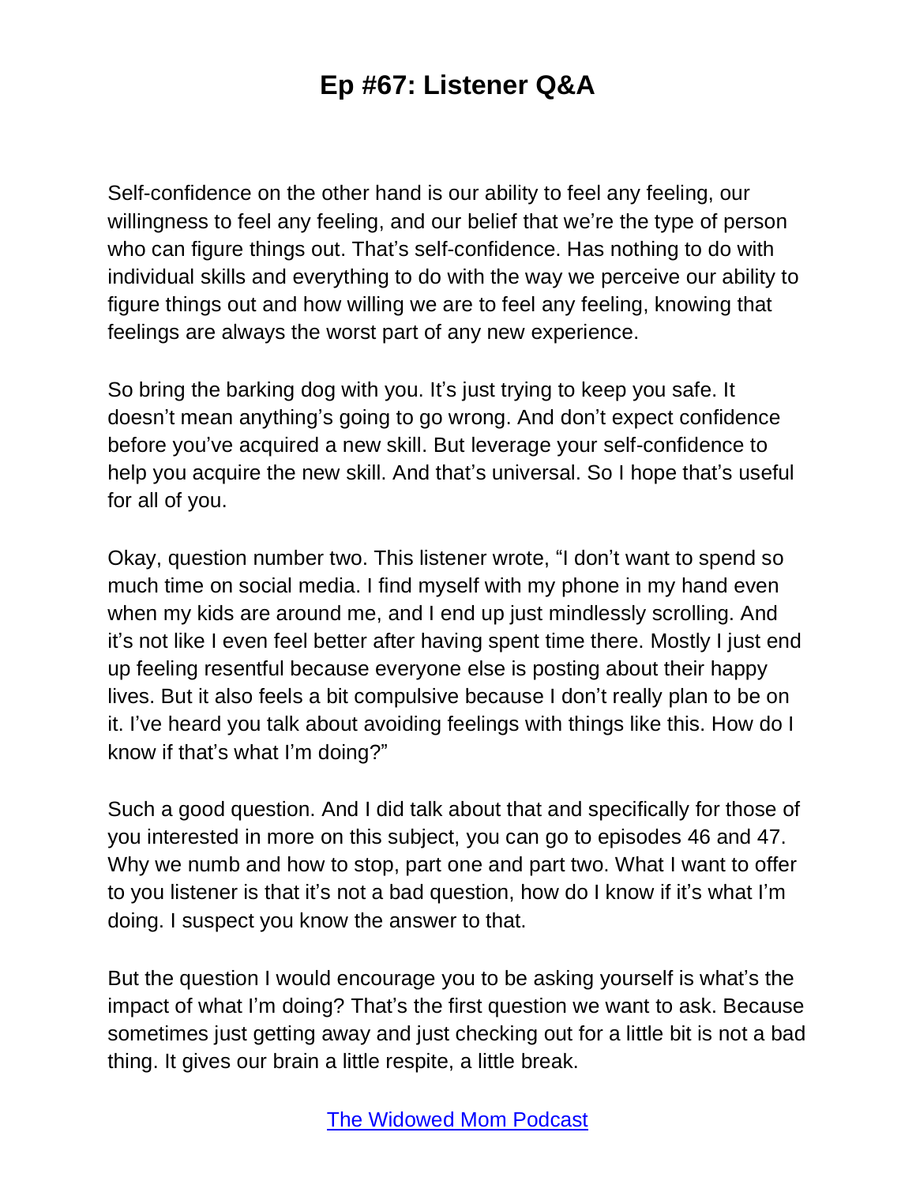Self-confidence on the other hand is our ability to feel any feeling, our willingness to feel any feeling, and our belief that we're the type of person who can figure things out. That's self-confidence. Has nothing to do with individual skills and everything to do with the way we perceive our ability to figure things out and how willing we are to feel any feeling, knowing that feelings are always the worst part of any new experience.

So bring the barking dog with you. It's just trying to keep you safe. It doesn't mean anything's going to go wrong. And don't expect confidence before you've acquired a new skill. But leverage your self-confidence to help you acquire the new skill. And that's universal. So I hope that's useful for all of you.

Okay, question number two. This listener wrote, "I don't want to spend so much time on social media. I find myself with my phone in my hand even when my kids are around me, and I end up just mindlessly scrolling. And it's not like I even feel better after having spent time there. Mostly I just end up feeling resentful because everyone else is posting about their happy lives. But it also feels a bit compulsive because I don't really plan to be on it. I've heard you talk about avoiding feelings with things like this. How do I know if that's what I'm doing?"

Such a good question. And I did talk about that and specifically for those of you interested in more on this subject, you can go to episodes 46 and 47. Why we numb and how to stop, part one and part two. What I want to offer to you listener is that it's not a bad question, how do I know if it's what I'm doing. I suspect you know the answer to that.

But the question I would encourage you to be asking yourself is what's the impact of what I'm doing? That's the first question we want to ask. Because sometimes just getting away and just checking out for a little bit is not a bad thing. It gives our brain a little respite, a little break.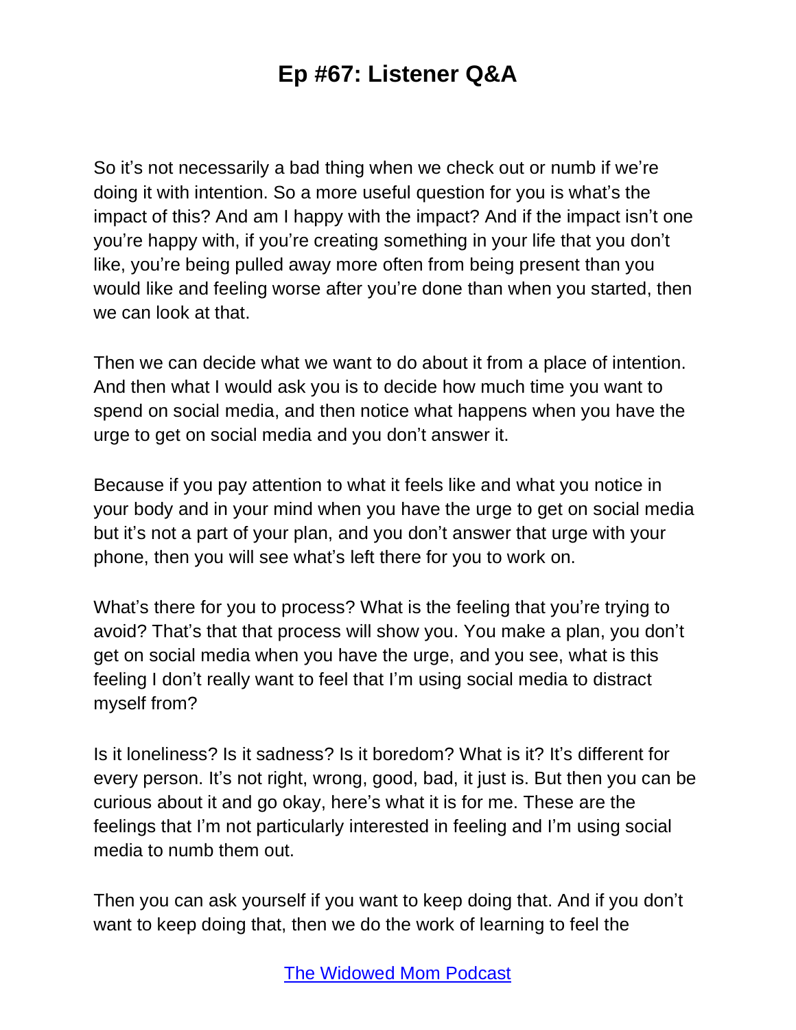So it's not necessarily a bad thing when we check out or numb if we're doing it with intention. So a more useful question for you is what's the impact of this? And am I happy with the impact? And if the impact isn't one you're happy with, if you're creating something in your life that you don't like, you're being pulled away more often from being present than you would like and feeling worse after you're done than when you started, then we can look at that.

Then we can decide what we want to do about it from a place of intention. And then what I would ask you is to decide how much time you want to spend on social media, and then notice what happens when you have the urge to get on social media and you don't answer it.

Because if you pay attention to what it feels like and what you notice in your body and in your mind when you have the urge to get on social media but it's not a part of your plan, and you don't answer that urge with your phone, then you will see what's left there for you to work on.

What's there for you to process? What is the feeling that you're trying to avoid? That's that that process will show you. You make a plan, you don't get on social media when you have the urge, and you see, what is this feeling I don't really want to feel that I'm using social media to distract myself from?

Is it loneliness? Is it sadness? Is it boredom? What is it? It's different for every person. It's not right, wrong, good, bad, it just is. But then you can be curious about it and go okay, here's what it is for me. These are the feelings that I'm not particularly interested in feeling and I'm using social media to numb them out.

Then you can ask yourself if you want to keep doing that. And if you don't want to keep doing that, then we do the work of learning to feel the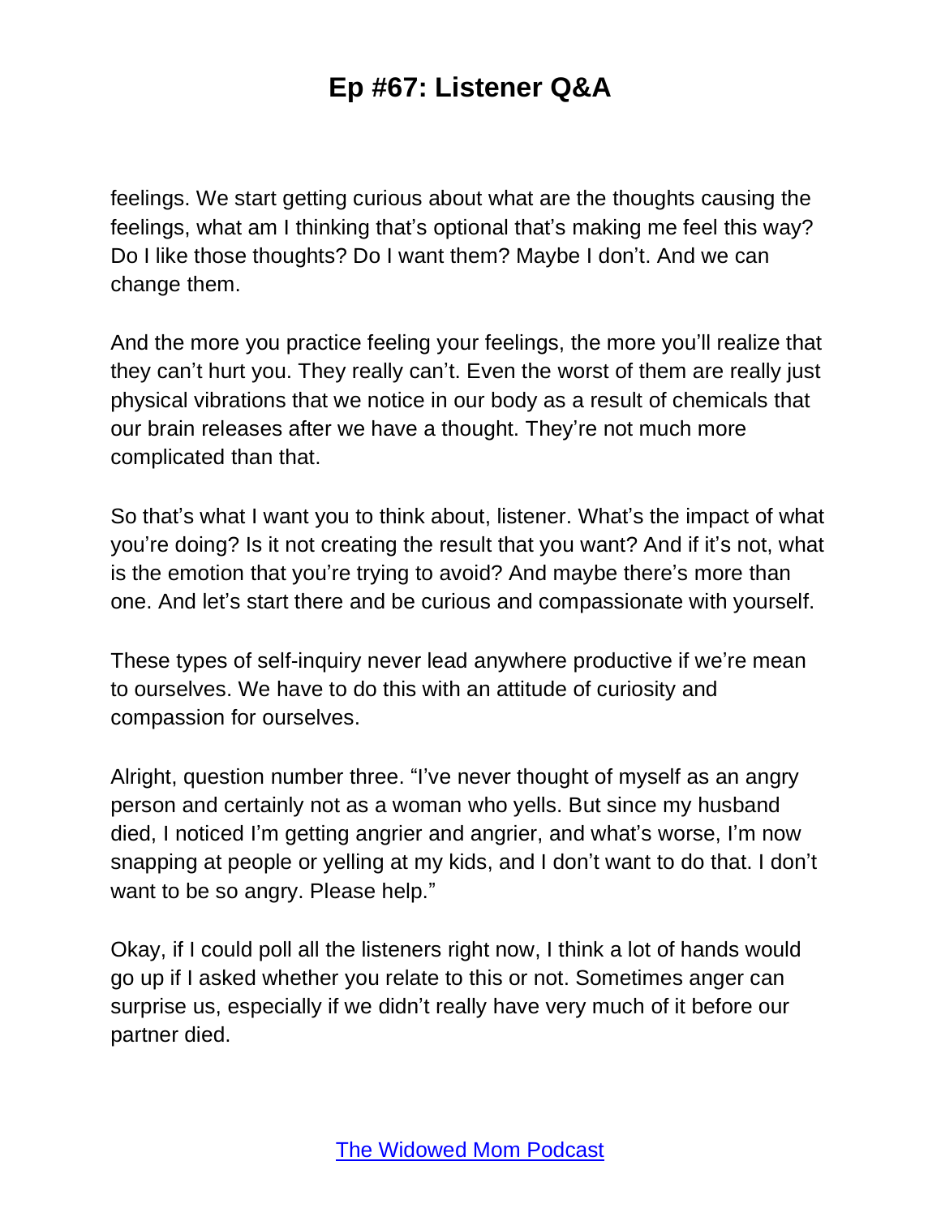feelings. We start getting curious about what are the thoughts causing the feelings, what am I thinking that's optional that's making me feel this way? Do I like those thoughts? Do I want them? Maybe I don't. And we can change them.

And the more you practice feeling your feelings, the more you'll realize that they can't hurt you. They really can't. Even the worst of them are really just physical vibrations that we notice in our body as a result of chemicals that our brain releases after we have a thought. They're not much more complicated than that.

So that's what I want you to think about, listener. What's the impact of what you're doing? Is it not creating the result that you want? And if it's not, what is the emotion that you're trying to avoid? And maybe there's more than one. And let's start there and be curious and compassionate with yourself.

These types of self-inquiry never lead anywhere productive if we're mean to ourselves. We have to do this with an attitude of curiosity and compassion for ourselves.

Alright, question number three. "I've never thought of myself as an angry person and certainly not as a woman who yells. But since my husband died, I noticed I'm getting angrier and angrier, and what's worse, I'm now snapping at people or yelling at my kids, and I don't want to do that. I don't want to be so angry. Please help."

Okay, if I could poll all the listeners right now, I think a lot of hands would go up if I asked whether you relate to this or not. Sometimes anger can surprise us, especially if we didn't really have very much of it before our partner died.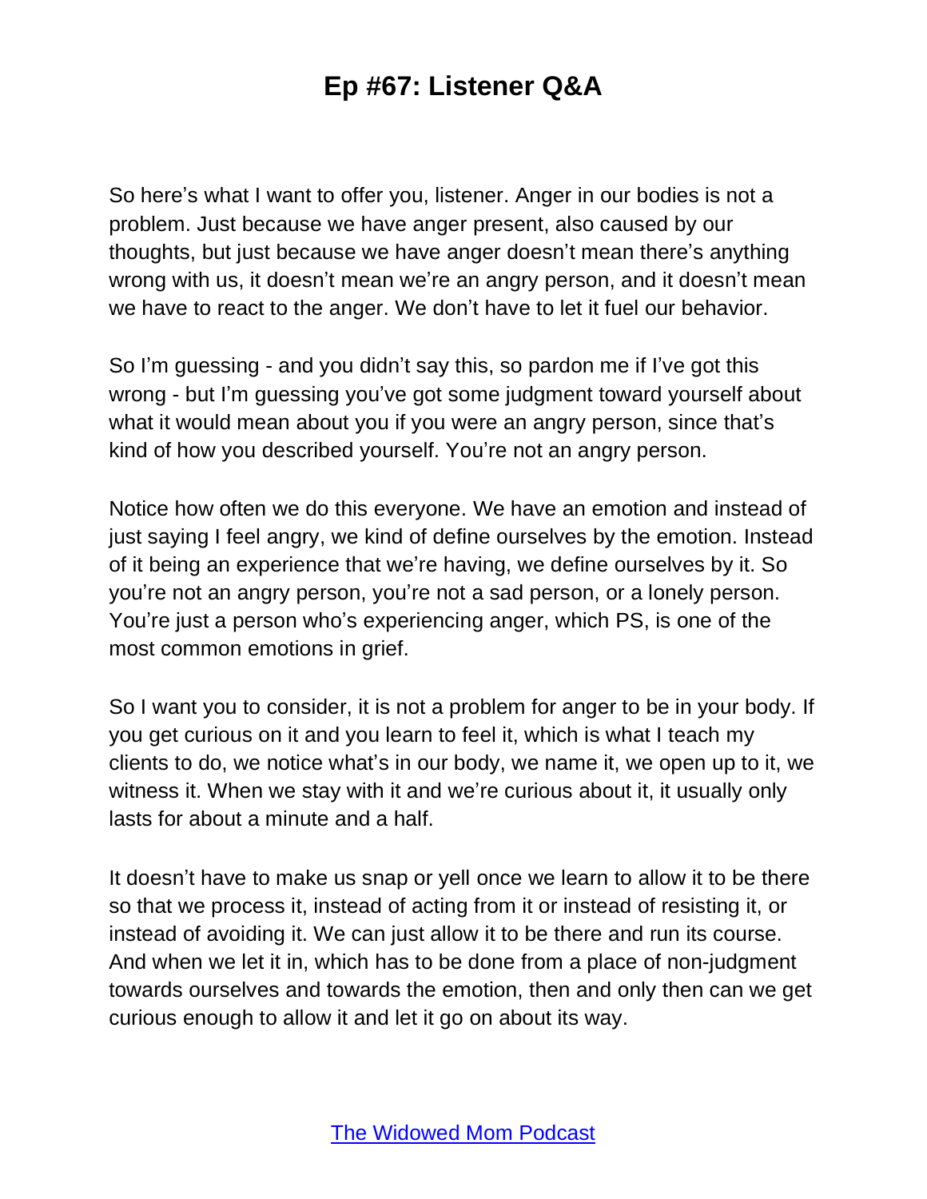So here's what I want to offer you, listener. Anger in our bodies is not a problem. Just because we have anger present, also caused by our thoughts, but just because we have anger doesn't mean there's anything wrong with us, it doesn't mean we're an angry person, and it doesn't mean we have to react to the anger. We don't have to let it fuel our behavior.

So I'm guessing - and you didn't say this, so pardon me if I've got this wrong - but I'm guessing you've got some judgment toward yourself about what it would mean about you if you were an angry person, since that's kind of how you described yourself. You're not an angry person.

Notice how often we do this everyone. We have an emotion and instead of just saying I feel angry, we kind of define ourselves by the emotion. Instead of it being an experience that we're having, we define ourselves by it. So you're not an angry person, you're not a sad person, or a lonely person. You're just a person who's experiencing anger, which PS, is one of the most common emotions in grief.

So I want you to consider, it is not a problem for anger to be in your body. If you get curious on it and you learn to feel it, which is what I teach my clients to do, we notice what's in our body, we name it, we open up to it, we witness it. When we stay with it and we're curious about it, it usually only lasts for about a minute and a half.

It doesn't have to make us snap or yell once we learn to allow it to be there so that we process it, instead of acting from it or instead of resisting it, or instead of avoiding it. We can just allow it to be there and run its course. And when we let it in, which has to be done from a place of non-judgment towards ourselves and towards the emotion, then and only then can we get curious enough to allow it and let it go on about its way.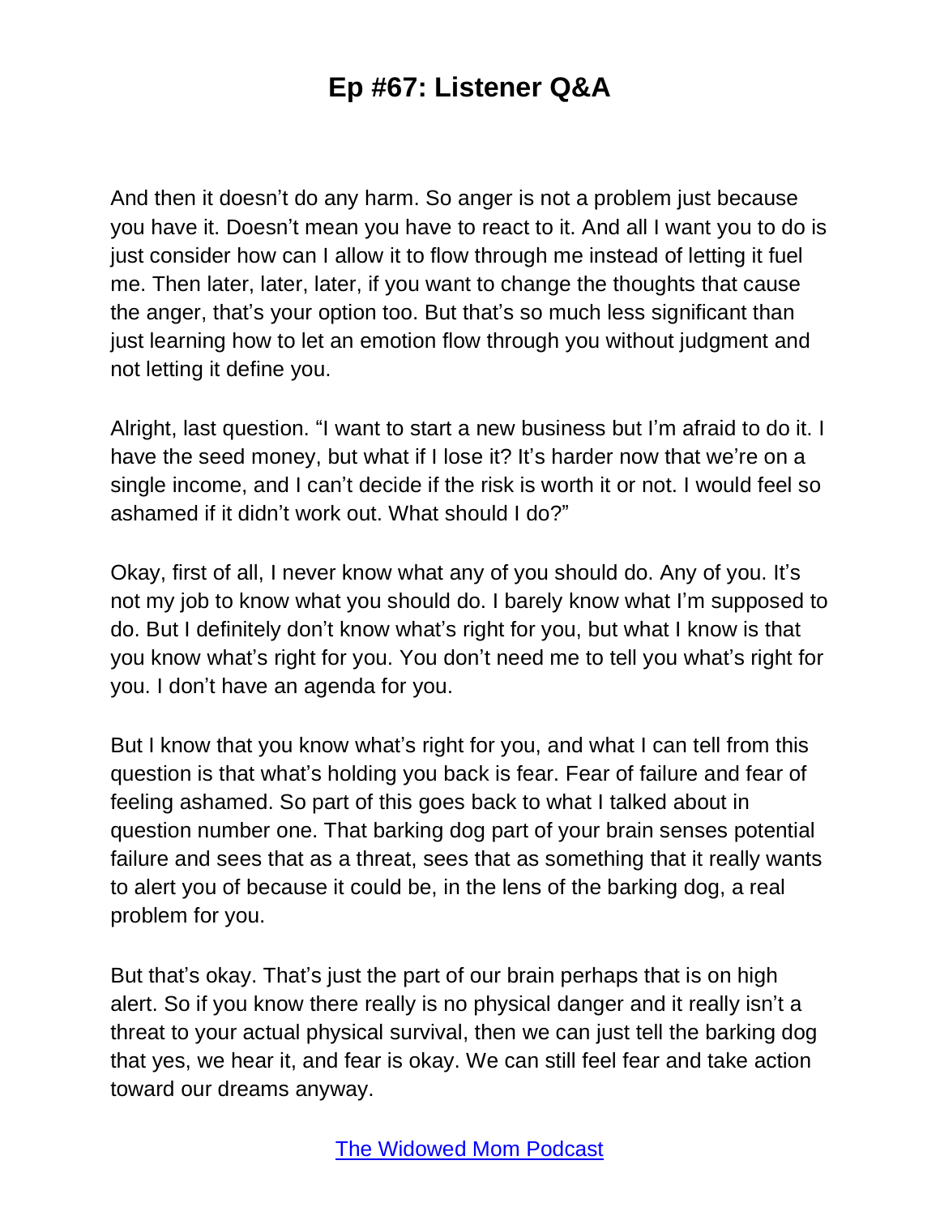And then it doesn't do any harm. So anger is not a problem just because you have it. Doesn't mean you have to react to it. And all I want you to do is just consider how can I allow it to flow through me instead of letting it fuel me. Then later, later, later, if you want to change the thoughts that cause the anger, that's your option too. But that's so much less significant than just learning how to let an emotion flow through you without judgment and not letting it define you.

Alright, last question. "I want to start a new business but I'm afraid to do it. I have the seed money, but what if I lose it? It's harder now that we're on a single income, and I can't decide if the risk is worth it or not. I would feel so ashamed if it didn't work out. What should I do?"

Okay, first of all, I never know what any of you should do. Any of you. It's not my job to know what you should do. I barely know what I'm supposed to do. But I definitely don't know what's right for you, but what I know is that you know what's right for you. You don't need me to tell you what's right for you. I don't have an agenda for you.

But I know that you know what's right for you, and what I can tell from this question is that what's holding you back is fear. Fear of failure and fear of feeling ashamed. So part of this goes back to what I talked about in question number one. That barking dog part of your brain senses potential failure and sees that as a threat, sees that as something that it really wants to alert you of because it could be, in the lens of the barking dog, a real problem for you.

But that's okay. That's just the part of our brain perhaps that is on high alert. So if you know there really is no physical danger and it really isn't a threat to your actual physical survival, then we can just tell the barking dog that yes, we hear it, and fear is okay. We can still feel fear and take action toward our dreams anyway.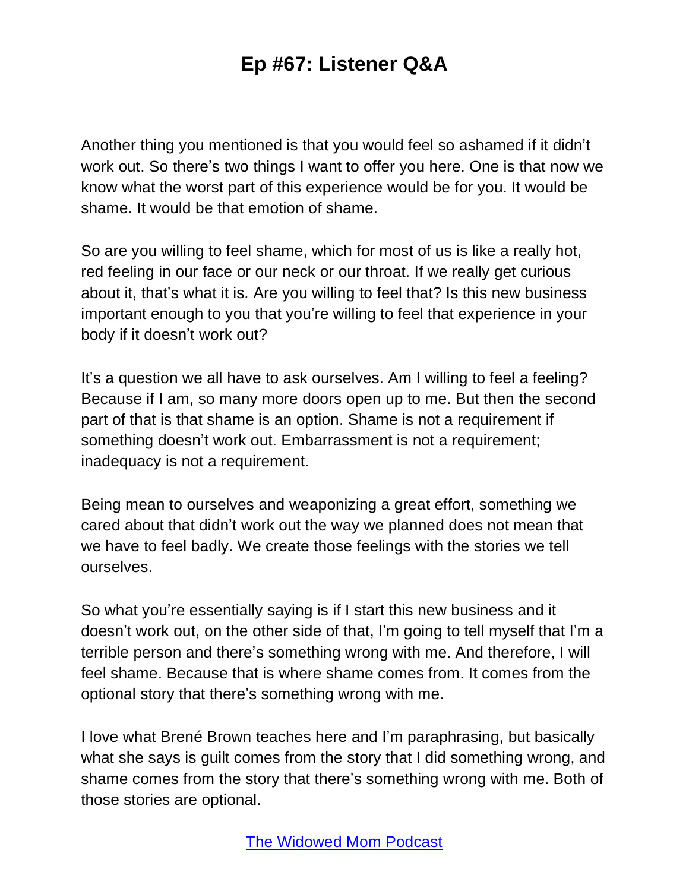Another thing you mentioned is that you would feel so ashamed if it didn't work out. So there's two things I want to offer you here. One is that now we know what the worst part of this experience would be for you. It would be shame. It would be that emotion of shame.

So are you willing to feel shame, which for most of us is like a really hot, red feeling in our face or our neck or our throat. If we really get curious about it, that's what it is. Are you willing to feel that? Is this new business important enough to you that you're willing to feel that experience in your body if it doesn't work out?

It's a question we all have to ask ourselves. Am I willing to feel a feeling? Because if I am, so many more doors open up to me. But then the second part of that is that shame is an option. Shame is not a requirement if something doesn't work out. Embarrassment is not a requirement; inadequacy is not a requirement.

Being mean to ourselves and weaponizing a great effort, something we cared about that didn't work out the way we planned does not mean that we have to feel badly. We create those feelings with the stories we tell ourselves.

So what you're essentially saying is if I start this new business and it doesn't work out, on the other side of that, I'm going to tell myself that I'm a terrible person and there's something wrong with me. And therefore, I will feel shame. Because that is where shame comes from. It comes from the optional story that there's something wrong with me.

I love what Brené Brown teaches here and I'm paraphrasing, but basically what she says is guilt comes from the story that I did something wrong, and shame comes from the story that there's something wrong with me. Both of those stories are optional.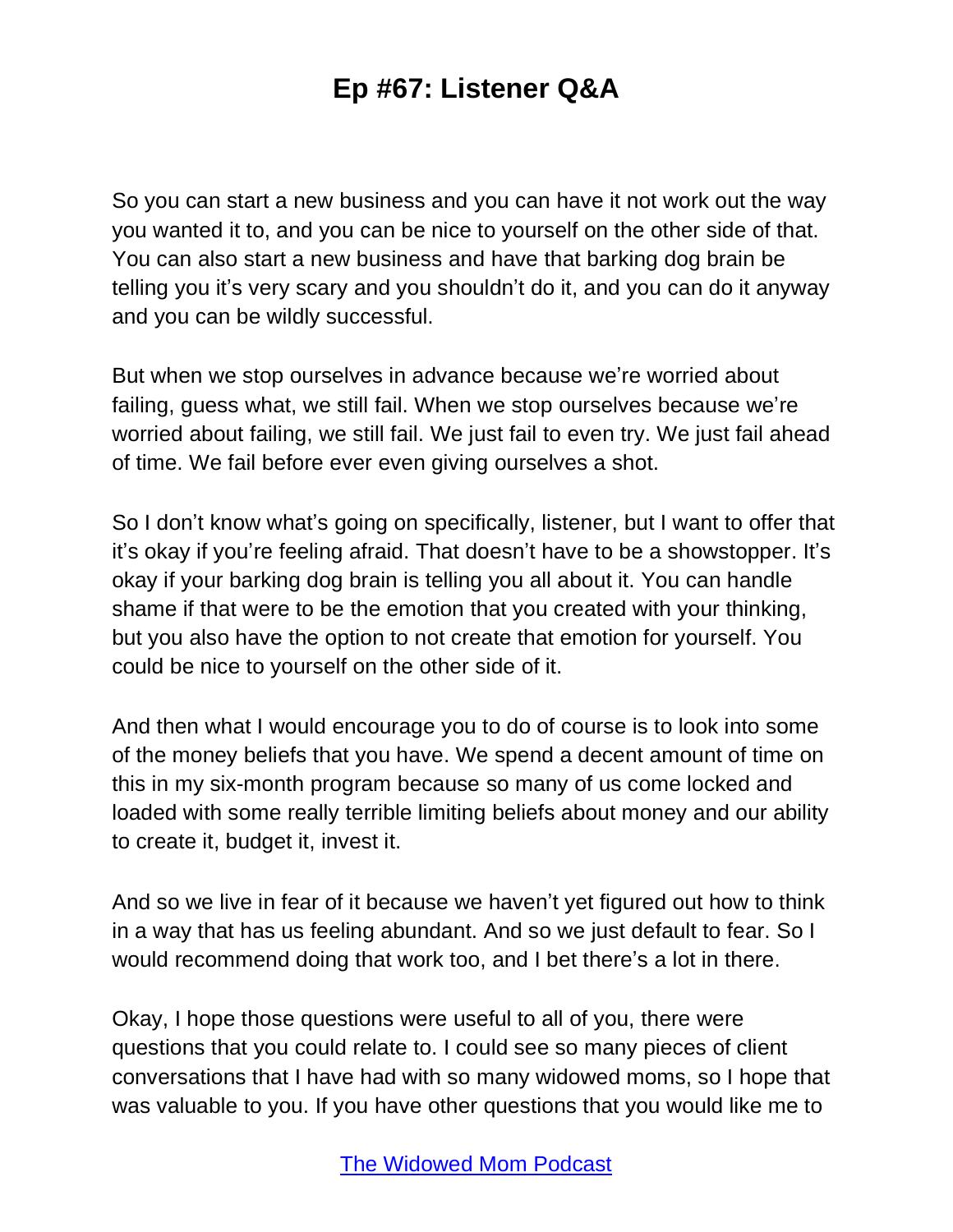So you can start a new business and you can have it not work out the way you wanted it to, and you can be nice to yourself on the other side of that. You can also start a new business and have that barking dog brain be telling you it's very scary and you shouldn't do it, and you can do it anyway and you can be wildly successful.

But when we stop ourselves in advance because we're worried about failing, guess what, we still fail. When we stop ourselves because we're worried about failing, we still fail. We just fail to even try. We just fail ahead of time. We fail before ever even giving ourselves a shot.

So I don't know what's going on specifically, listener, but I want to offer that it's okay if you're feeling afraid. That doesn't have to be a showstopper. It's okay if your barking dog brain is telling you all about it. You can handle shame if that were to be the emotion that you created with your thinking, but you also have the option to not create that emotion for yourself. You could be nice to yourself on the other side of it.

And then what I would encourage you to do of course is to look into some of the money beliefs that you have. We spend a decent amount of time on this in my six-month program because so many of us come locked and loaded with some really terrible limiting beliefs about money and our ability to create it, budget it, invest it.

And so we live in fear of it because we haven't yet figured out how to think in a way that has us feeling abundant. And so we just default to fear. So I would recommend doing that work too, and I bet there's a lot in there.

Okay, I hope those questions were useful to all of you, there were questions that you could relate to. I could see so many pieces of client conversations that I have had with so many widowed moms, so I hope that was valuable to you. If you have other questions that you would like me to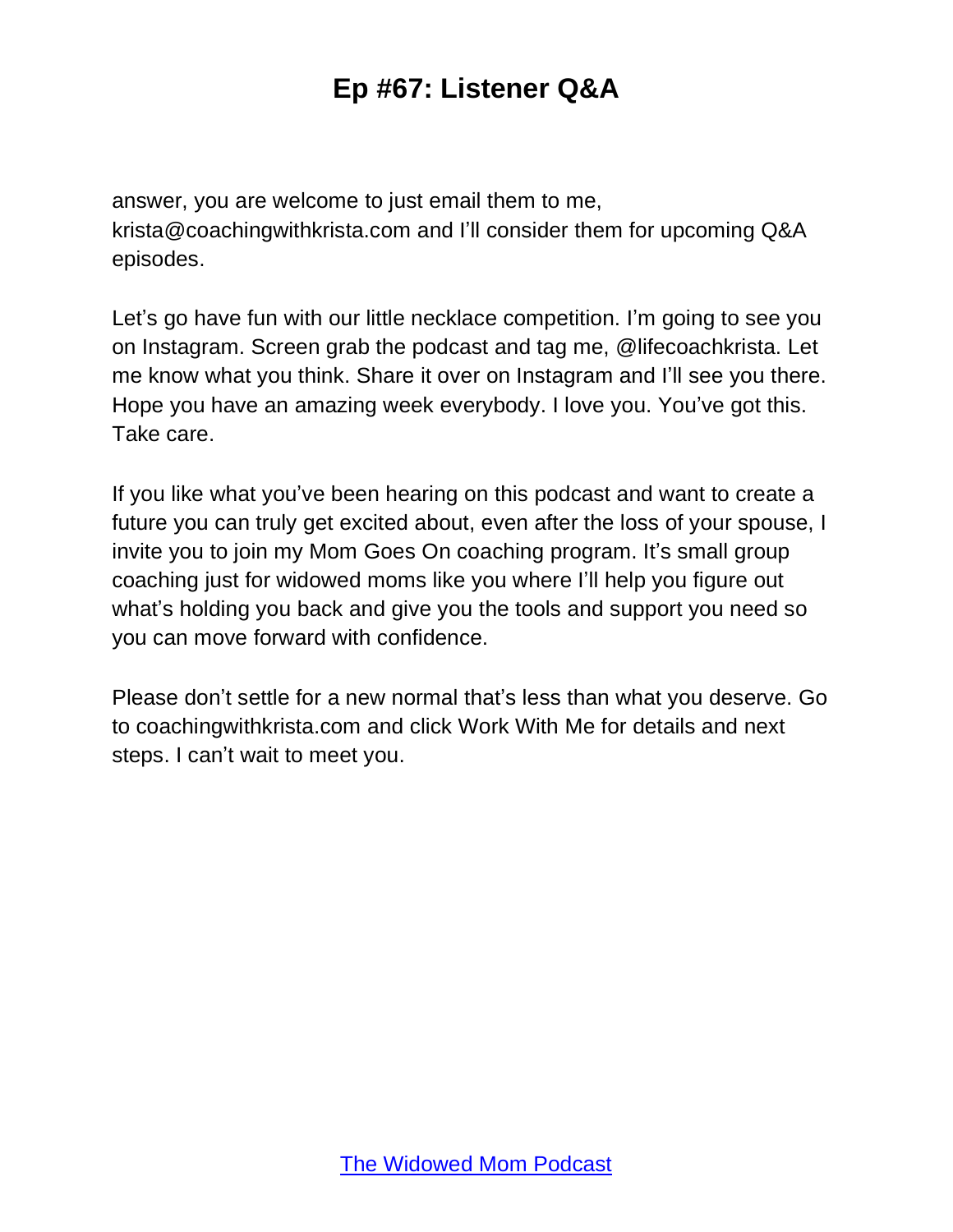answer, you are welcome to just email them to me, krista@coachingwithkrista.com and I'll consider them for upcoming Q&A episodes.

Let's go have fun with our little necklace competition. I'm going to see you on Instagram. Screen grab the podcast and tag me, @lifecoachkrista. Let me know what you think. Share it over on Instagram and I'll see you there. Hope you have an amazing week everybody. I love you. You've got this. Take care.

If you like what you've been hearing on this podcast and want to create a future you can truly get excited about, even after the loss of your spouse, I invite you to join my Mom Goes On coaching program. It's small group coaching just for widowed moms like you where I'll help you figure out what's holding you back and give you the tools and support you need so you can move forward with confidence.

Please don't settle for a new normal that's less than what you deserve. Go to coachingwithkrista.com and click Work With Me for details and next steps. I can't wait to meet you.